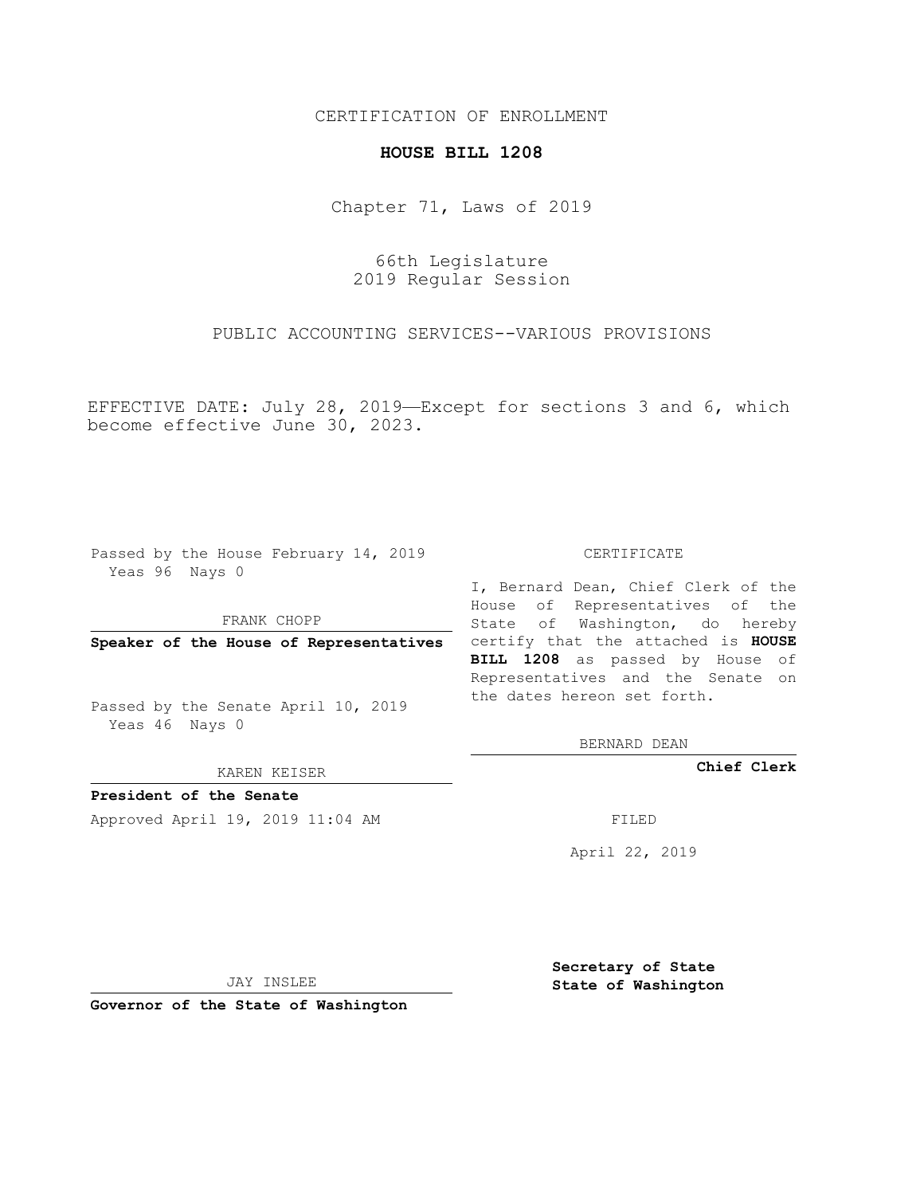CERTIFICATION OF ENROLLMENT

**HOUSE BILL 1208**

Chapter 71, Laws of 2019

66th Legislature
2019 Regular Session

PUBLIC ACCOUNTING SERVICES--VARIOUS PROVISIONS

EFFECTIVE DATE: July 28, 2019—Except for sections 3 and 6, which become effective June 30, 2023.

Passed by the House February 14, 2019
Yeas 96 Nays 0

FRANK CHOPP

**Speaker of the House of Representatives**

Passed by the Senate April 10, 2019
Yeas 46 Nays 0

KAREN KEISER

**President of the Senate**

Approved April 19, 2019 11:04 AM

JAY INSLEE

**Governor of the State of Washington**

CERTIFICATE

I, Bernard Dean, Chief Clerk of the House of Representatives of the State of Washington, do hereby certify that the attached is **HOUSE BILL 1208** as passed by House of Representatives and the Senate on the dates hereon set forth.

BERNARD DEAN

**Chief Clerk**

FILED

April 22, 2019

**Secretary of State**
**State of Washington**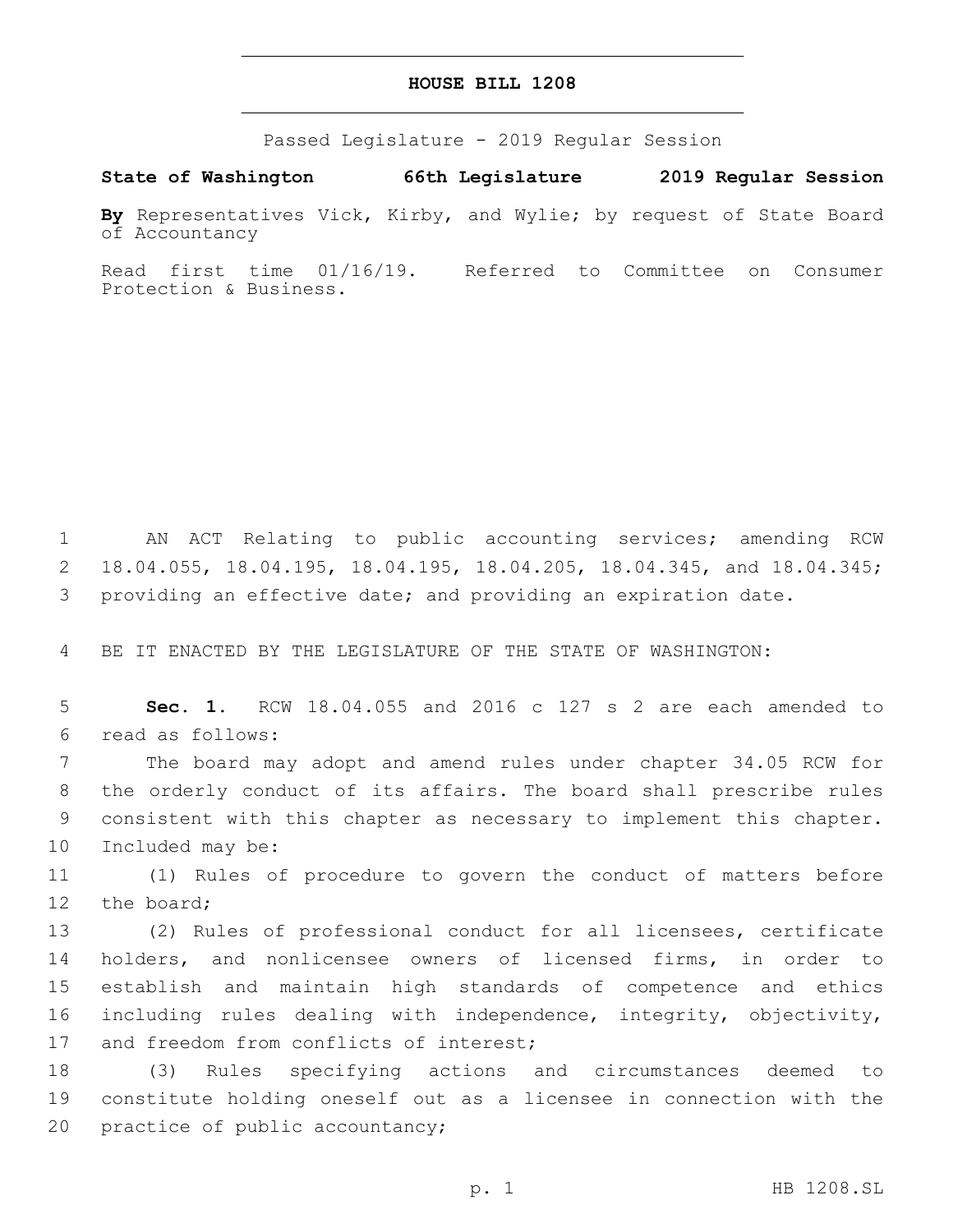# HOUSE BILL 1208

Passed Legislature - 2019 Regular Session

**State of Washington 66th Legislature 2019 Regular Session**

**By** Representatives Vick, Kirby, and Wylie; by request of State Board of Accountancy

Read first time 01/16/19. Referred to Committee on Consumer Protection & Business.

AN ACT Relating to public accounting services; amending RCW 18.04.055, 18.04.195, 18.04.195, 18.04.205, 18.04.345, and 18.04.345; providing an effective date; and providing an expiration date.

BE IT ENACTED BY THE LEGISLATURE OF THE STATE OF WASHINGTON:

**Sec. 1.** RCW 18.04.055 and 2016 c 127 s 2 are each amended to read as follows:

The board may adopt and amend rules under chapter 34.05 RCW for the orderly conduct of its affairs. The board shall prescribe rules consistent with this chapter as necessary to implement this chapter. Included may be:

(1) Rules of procedure to govern the conduct of matters before the board;

(2) Rules of professional conduct for all licensees, certificate holders, and nonlicensee owners of licensed firms, in order to establish and maintain high standards of competence and ethics including rules dealing with independence, integrity, objectivity, and freedom from conflicts of interest;

(3) Rules specifying actions and circumstances deemed to constitute holding oneself out as a licensee in connection with the practice of public accountancy;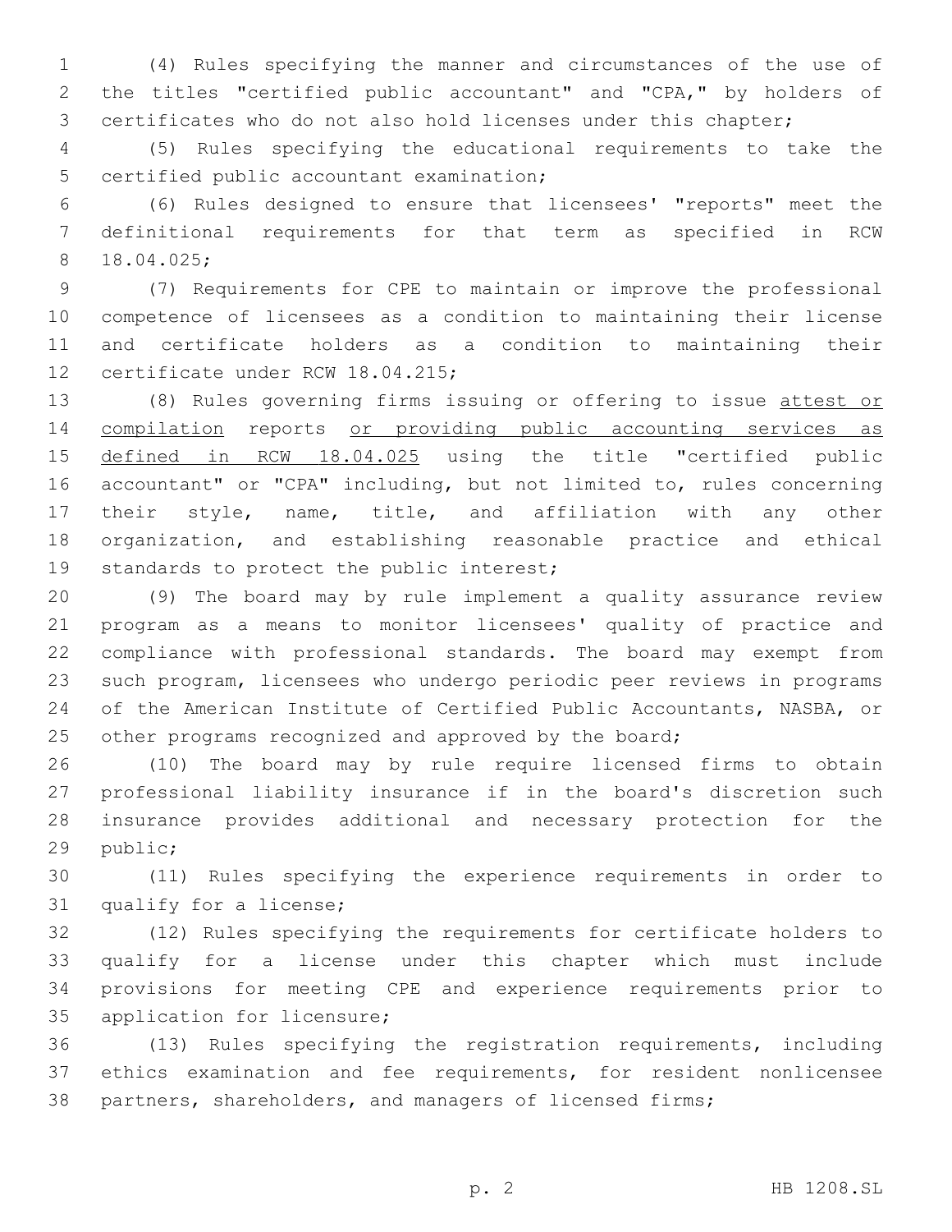(4) Rules specifying the manner and circumstances of the use of the titles "certified public accountant" and "CPA," by holders of certificates who do not also hold licenses under this chapter;

(5) Rules specifying the educational requirements to take the certified public accountant examination;

(6) Rules designed to ensure that licensees' "reports" meet the definitional requirements for that term as specified in RCW 18.04.025;

(7) Requirements for CPE to maintain or improve the professional competence of licensees as a condition to maintaining their license and certificate holders as a condition to maintaining their certificate under RCW 18.04.215;

(8) Rules governing firms issuing or offering to issue <u>attest or compilation</u> reports <u>or providing public accounting services as defined in RCW 18.04.025</u> using the title "certified public accountant" or "CPA" including, but not limited to, rules concerning their style, name, title, and affiliation with any other organization, and establishing reasonable practice and ethical standards to protect the public interest;

(9) The board may by rule implement a quality assurance review program as a means to monitor licensees' quality of practice and compliance with professional standards. The board may exempt from such program, licensees who undergo periodic peer reviews in programs of the American Institute of Certified Public Accountants, NASBA, or other programs recognized and approved by the board;

(10) The board may by rule require licensed firms to obtain professional liability insurance if in the board's discretion such insurance provides additional and necessary protection for the public;

(11) Rules specifying the experience requirements in order to qualify for a license;

(12) Rules specifying the requirements for certificate holders to qualify for a license under this chapter which must include provisions for meeting CPE and experience requirements prior to application for licensure;

(13) Rules specifying the registration requirements, including ethics examination and fee requirements, for resident nonlicensee partners, shareholders, and managers of licensed firms;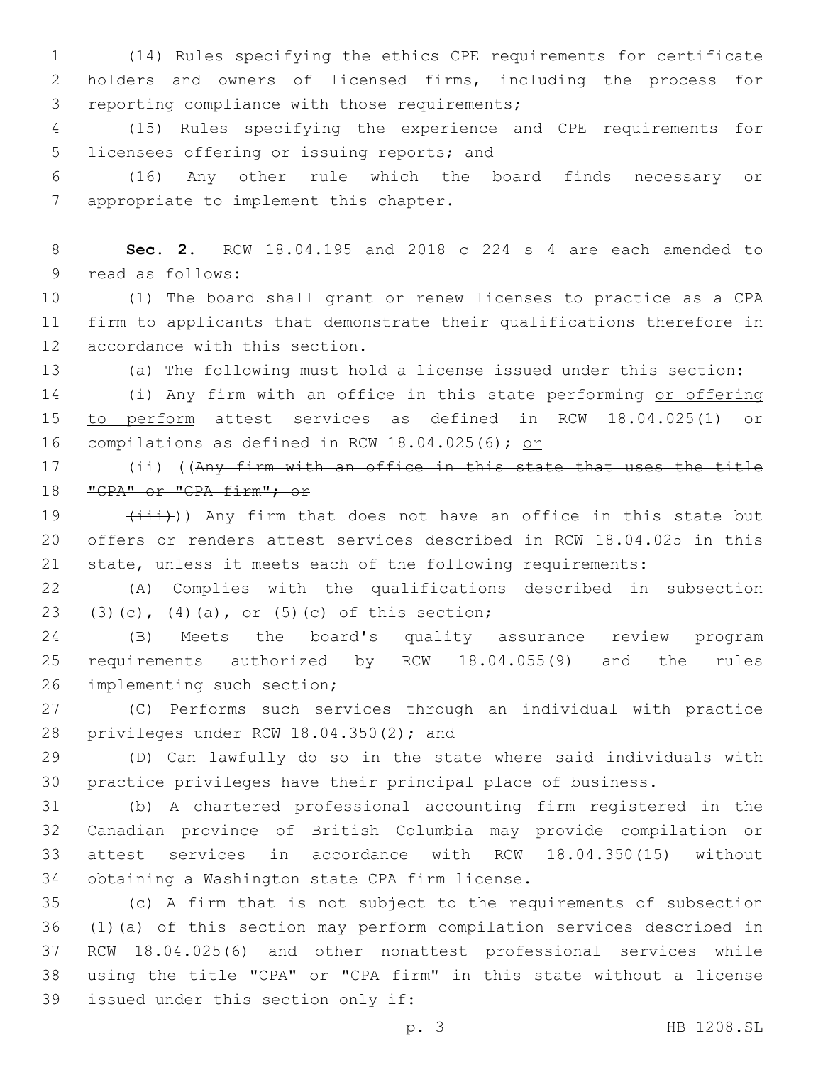(14) Rules specifying the ethics CPE requirements for certificate holders and owners of licensed firms, including the process for reporting compliance with those requirements;

(15) Rules specifying the experience and CPE requirements for licensees offering or issuing reports; and

(16) Any other rule which the board finds necessary or appropriate to implement this chapter.

**Sec. 2.** RCW 18.04.195 and 2018 c 224 s 4 are each amended to read as follows:

(1) The board shall grant or renew licenses to practice as a CPA firm to applicants that demonstrate their qualifications therefore in accordance with this section.

(a) The following must hold a license issued under this section:

(i) Any firm with an office in this state performing <u>or offering to perform</u> attest services as defined in RCW 18.04.025(1) or compilations as defined in RCW 18.04.025(6); <u>or</u>

(ii) ((~~Any firm with an office in this state that uses the title "CPA" or "CPA firm"; or~~

~~(iii)~~)) Any firm that does not have an office in this state but offers or renders attest services described in RCW 18.04.025 in this state, unless it meets each of the following requirements:

(A) Complies with the qualifications described in subsection (3)(c), (4)(a), or (5)(c) of this section;

(B) Meets the board's quality assurance review program requirements authorized by RCW 18.04.055(9) and the rules implementing such section;

(C) Performs such services through an individual with practice privileges under RCW 18.04.350(2); and

(D) Can lawfully do so in the state where said individuals with practice privileges have their principal place of business.

(b) A chartered professional accounting firm registered in the Canadian province of British Columbia may provide compilation or attest services in accordance with RCW 18.04.350(15) without obtaining a Washington state CPA firm license.

(c) A firm that is not subject to the requirements of subsection (1)(a) of this section may perform compilation services described in RCW 18.04.025(6) and other nonattest professional services while using the title "CPA" or "CPA firm" in this state without a license issued under this section only if: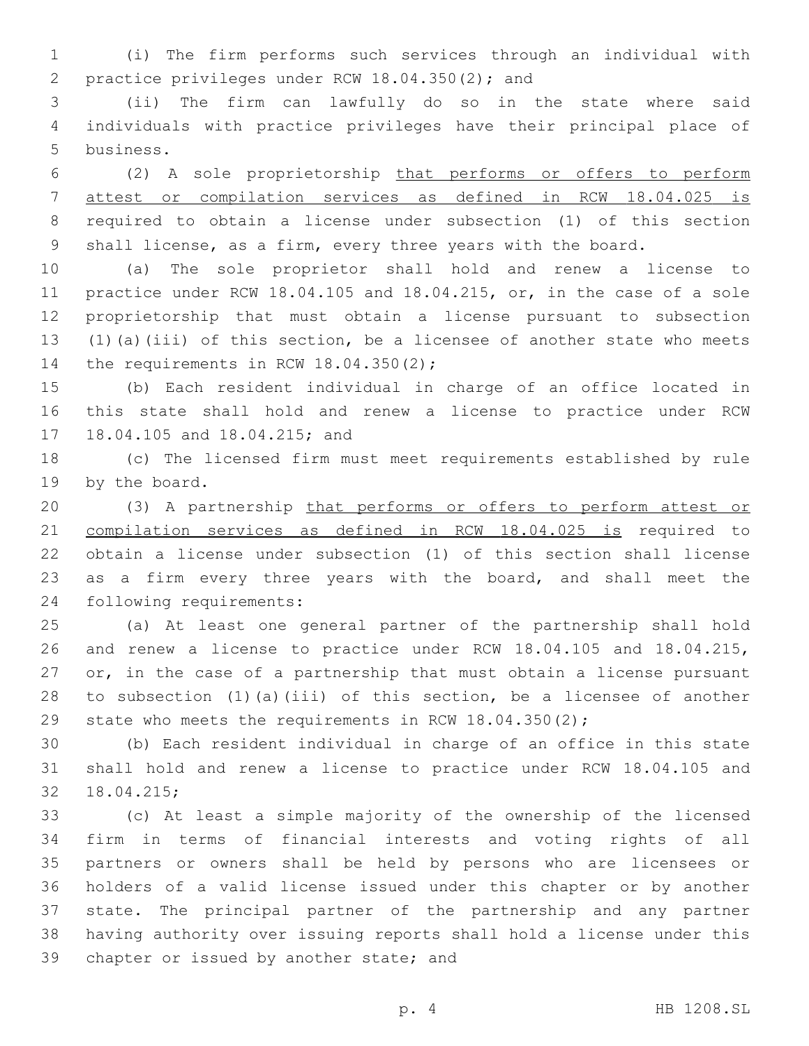(i) The firm performs such services through an individual with practice privileges under RCW 18.04.350(2); and

(ii) The firm can lawfully do so in the state where said individuals with practice privileges have their principal place of business.

(2) A sole proprietorship that performs or offers to perform attest or compilation services as defined in RCW 18.04.025 is required to obtain a license under subsection (1) of this section shall license, as a firm, every three years with the board.

(a) The sole proprietor shall hold and renew a license to practice under RCW 18.04.105 and 18.04.215, or, in the case of a sole proprietorship that must obtain a license pursuant to subsection (1)(a)(iii) of this section, be a licensee of another state who meets the requirements in RCW 18.04.350(2);

(b) Each resident individual in charge of an office located in this state shall hold and renew a license to practice under RCW 18.04.105 and 18.04.215; and

(c) The licensed firm must meet requirements established by rule by the board.

(3) A partnership that performs or offers to perform attest or compilation services as defined in RCW 18.04.025 is required to obtain a license under subsection (1) of this section shall license as a firm every three years with the board, and shall meet the following requirements:

(a) At least one general partner of the partnership shall hold and renew a license to practice under RCW 18.04.105 and 18.04.215, or, in the case of a partnership that must obtain a license pursuant to subsection (1)(a)(iii) of this section, be a licensee of another state who meets the requirements in RCW 18.04.350(2);

(b) Each resident individual in charge of an office in this state shall hold and renew a license to practice under RCW 18.04.105 and 18.04.215;

(c) At least a simple majority of the ownership of the licensed firm in terms of financial interests and voting rights of all partners or owners shall be held by persons who are licensees or holders of a valid license issued under this chapter or by another state. The principal partner of the partnership and any partner having authority over issuing reports shall hold a license under this chapter or issued by another state; and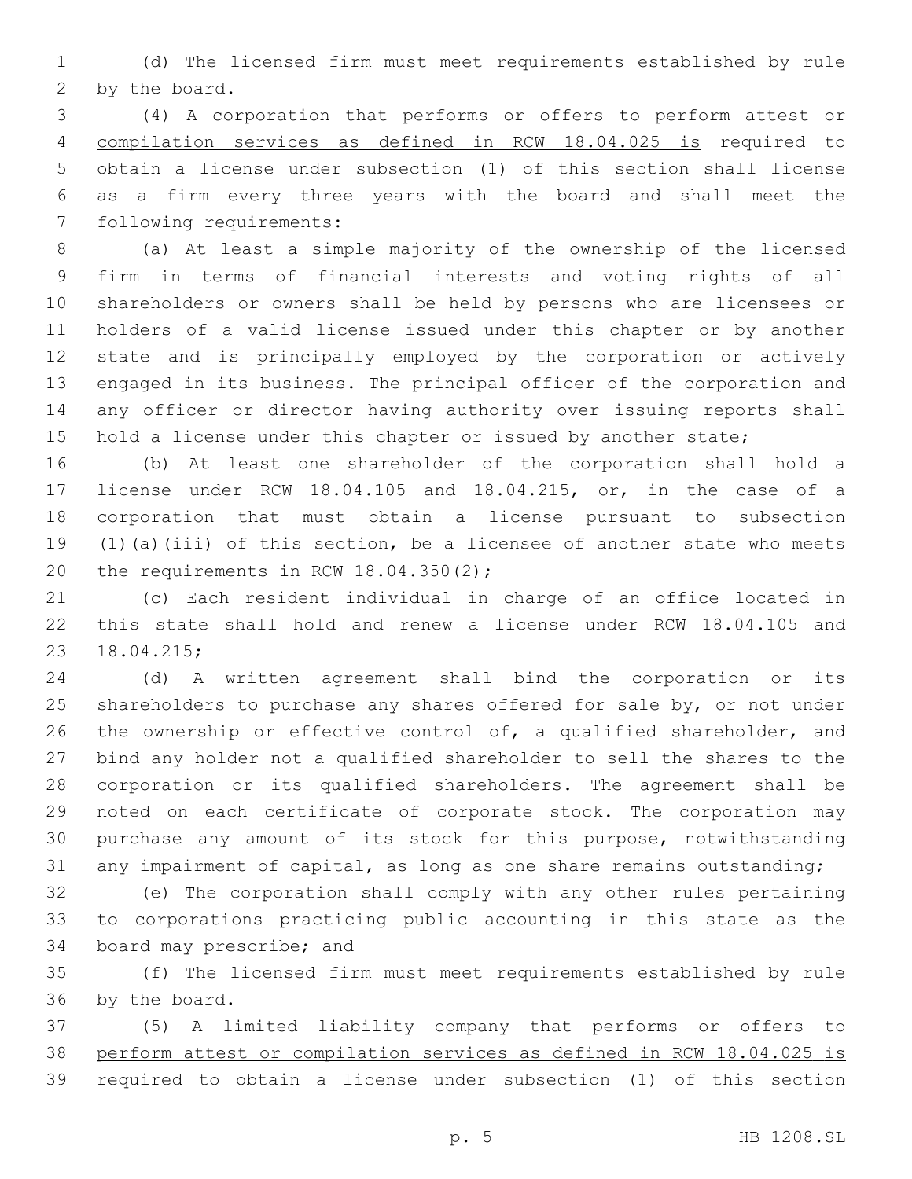(d) The licensed firm must meet requirements established by rule by the board.

(4) A corporation that performs or offers to perform attest or compilation services as defined in RCW 18.04.025 is required to obtain a license under subsection (1) of this section shall license as a firm every three years with the board and shall meet the following requirements:

(a) At least a simple majority of the ownership of the licensed firm in terms of financial interests and voting rights of all shareholders or owners shall be held by persons who are licensees or holders of a valid license issued under this chapter or by another state and is principally employed by the corporation or actively engaged in its business. The principal officer of the corporation and any officer or director having authority over issuing reports shall hold a license under this chapter or issued by another state;

(b) At least one shareholder of the corporation shall hold a license under RCW 18.04.105 and 18.04.215, or, in the case of a corporation that must obtain a license pursuant to subsection (1)(a)(iii) of this section, be a licensee of another state who meets the requirements in RCW 18.04.350(2);

(c) Each resident individual in charge of an office located in this state shall hold and renew a license under RCW 18.04.105 and 18.04.215;

(d) A written agreement shall bind the corporation or its shareholders to purchase any shares offered for sale by, or not under the ownership or effective control of, a qualified shareholder, and bind any holder not a qualified shareholder to sell the shares to the corporation or its qualified shareholders. The agreement shall be noted on each certificate of corporate stock. The corporation may purchase any amount of its stock for this purpose, notwithstanding any impairment of capital, as long as one share remains outstanding;

(e) The corporation shall comply with any other rules pertaining to corporations practicing public accounting in this state as the board may prescribe; and

(f) The licensed firm must meet requirements established by rule by the board.

(5) A limited liability company that performs or offers to perform attest or compilation services as defined in RCW 18.04.025 is required to obtain a license under subsection (1) of this section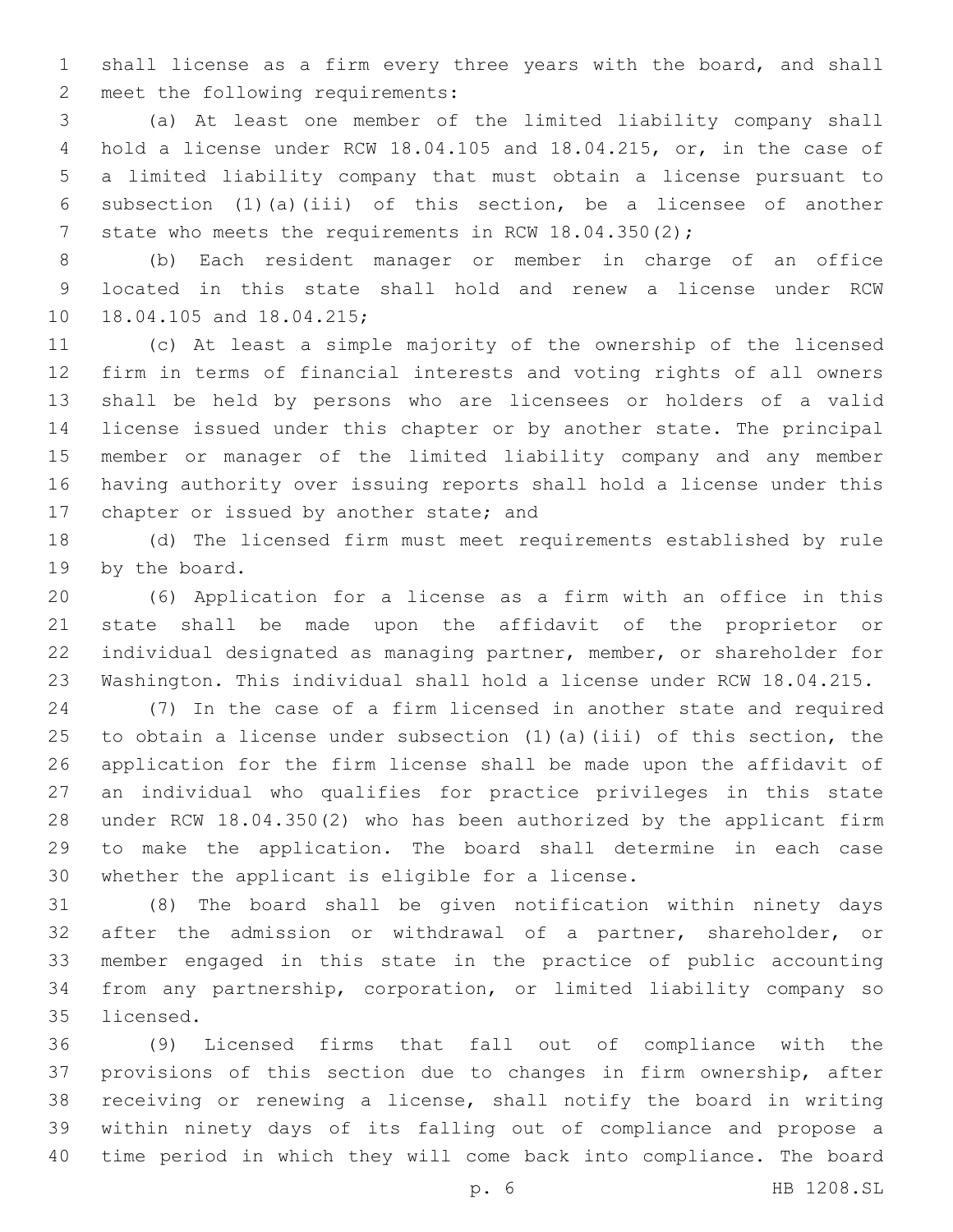shall license as a firm every three years with the board, and shall meet the following requirements:

(a) At least one member of the limited liability company shall hold a license under RCW 18.04.105 and 18.04.215, or, in the case of a limited liability company that must obtain a license pursuant to subsection (1)(a)(iii) of this section, be a licensee of another state who meets the requirements in RCW 18.04.350(2);

(b) Each resident manager or member in charge of an office located in this state shall hold and renew a license under RCW 18.04.105 and 18.04.215;

(c) At least a simple majority of the ownership of the licensed firm in terms of financial interests and voting rights of all owners shall be held by persons who are licensees or holders of a valid license issued under this chapter or by another state. The principal member or manager of the limited liability company and any member having authority over issuing reports shall hold a license under this chapter or issued by another state; and

(d) The licensed firm must meet requirements established by rule by the board.

(6) Application for a license as a firm with an office in this state shall be made upon the affidavit of the proprietor or individual designated as managing partner, member, or shareholder for Washington. This individual shall hold a license under RCW 18.04.215.

(7) In the case of a firm licensed in another state and required to obtain a license under subsection (1)(a)(iii) of this section, the application for the firm license shall be made upon the affidavit of an individual who qualifies for practice privileges in this state under RCW 18.04.350(2) who has been authorized by the applicant firm to make the application. The board shall determine in each case whether the applicant is eligible for a license.

(8) The board shall be given notification within ninety days after the admission or withdrawal of a partner, shareholder, or member engaged in this state in the practice of public accounting from any partnership, corporation, or limited liability company so licensed.

(9) Licensed firms that fall out of compliance with the provisions of this section due to changes in firm ownership, after receiving or renewing a license, shall notify the board in writing within ninety days of its falling out of compliance and propose a time period in which they will come back into compliance. The board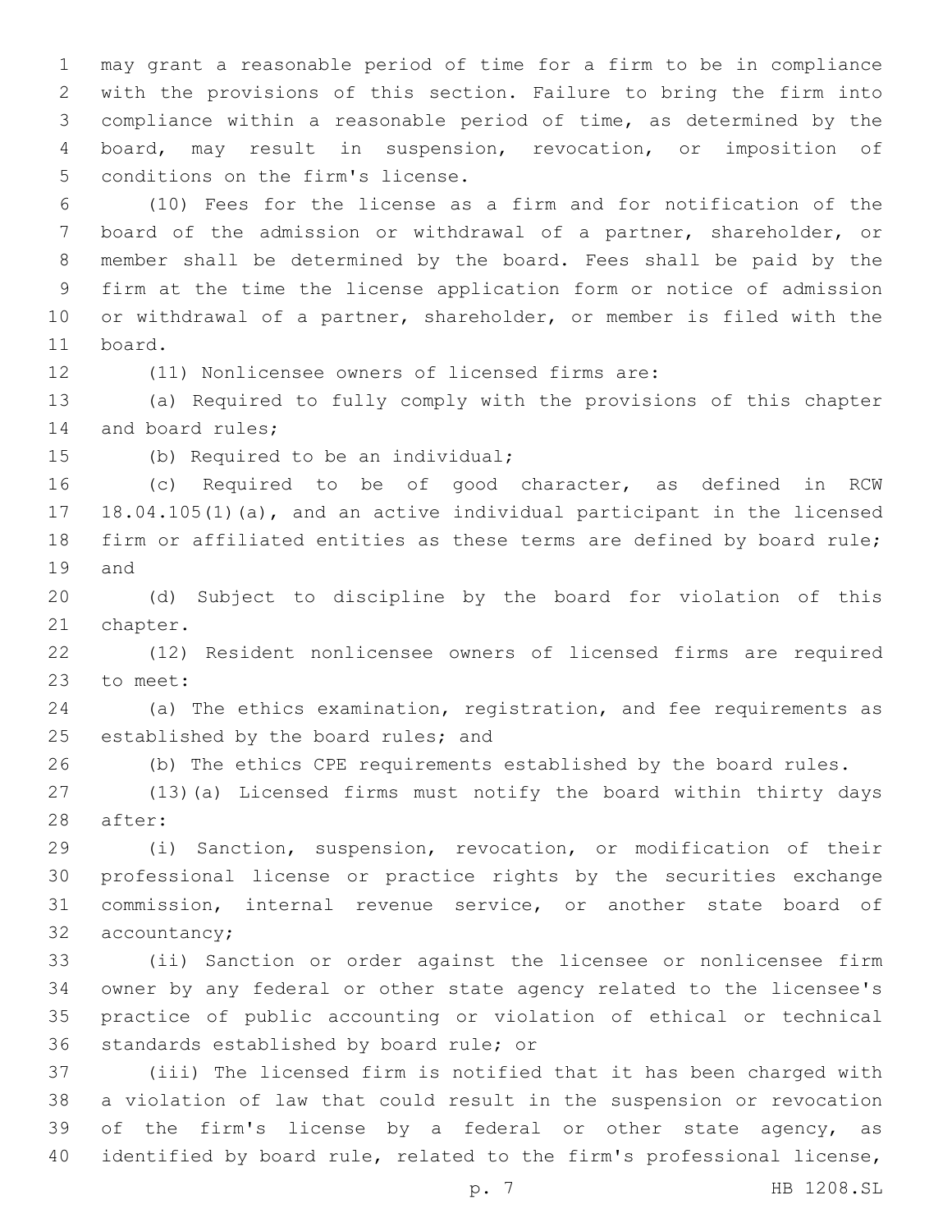may grant a reasonable period of time for a firm to be in compliance with the provisions of this section. Failure to bring the firm into compliance within a reasonable period of time, as determined by the board, may result in suspension, revocation, or imposition of conditions on the firm's license.

(10) Fees for the license as a firm and for notification of the board of the admission or withdrawal of a partner, shareholder, or member shall be determined by the board. Fees shall be paid by the firm at the time the license application form or notice of admission or withdrawal of a partner, shareholder, or member is filed with the board.

(11) Nonlicensee owners of licensed firms are:

(a) Required to fully comply with the provisions of this chapter and board rules;

(b) Required to be an individual;

(c) Required to be of good character, as defined in RCW 18.04.105(1)(a), and an active individual participant in the licensed firm or affiliated entities as these terms are defined by board rule; and

(d) Subject to discipline by the board for violation of this chapter.

(12) Resident nonlicensee owners of licensed firms are required to meet:

(a) The ethics examination, registration, and fee requirements as established by the board rules; and

(b) The ethics CPE requirements established by the board rules.

(13)(a) Licensed firms must notify the board within thirty days after:

(i) Sanction, suspension, revocation, or modification of their professional license or practice rights by the securities exchange commission, internal revenue service, or another state board of accountancy;

(ii) Sanction or order against the licensee or nonlicensee firm owner by any federal or other state agency related to the licensee's practice of public accounting or violation of ethical or technical standards established by board rule; or

(iii) The licensed firm is notified that it has been charged with a violation of law that could result in the suspension or revocation of the firm's license by a federal or other state agency, as identified by board rule, related to the firm's professional license,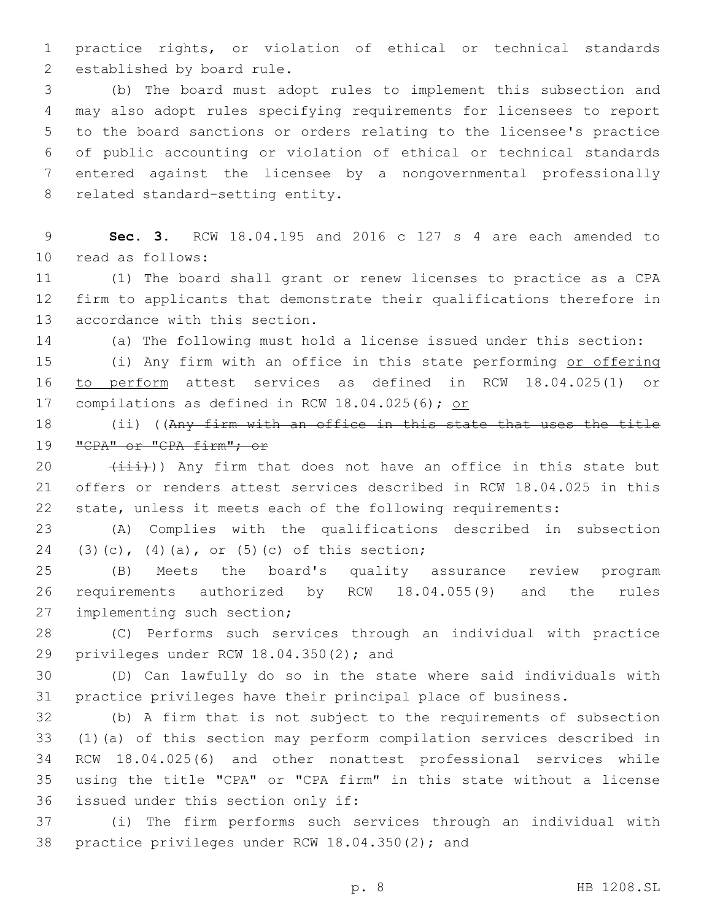practice rights, or violation of ethical or technical standards established by board rule.

(b) The board must adopt rules to implement this subsection and may also adopt rules specifying requirements for licensees to report to the board sanctions or orders relating to the licensee's practice of public accounting or violation of ethical or technical standards entered against the licensee by a nongovernmental professionally related standard-setting entity.

**Sec. 3.** RCW 18.04.195 and 2016 c 127 s 4 are each amended to read as follows:

(1) The board shall grant or renew licenses to practice as a CPA firm to applicants that demonstrate their qualifications therefore in accordance with this section.

(a) The following must hold a license issued under this section:

(i) Any firm with an office in this state performing or offering to perform attest services as defined in RCW 18.04.025(1) or compilations as defined in RCW 18.04.025(6); or

(ii) ((~~Any firm with an office in this state that uses the title "CPA" or "CPA firm"; or~~

~~(iii)~~)) Any firm that does not have an office in this state but offers or renders attest services described in RCW 18.04.025 in this state, unless it meets each of the following requirements:

(A) Complies with the qualifications described in subsection (3)(c), (4)(a), or (5)(c) of this section;

(B) Meets the board's quality assurance review program requirements authorized by RCW 18.04.055(9) and the rules implementing such section;

(C) Performs such services through an individual with practice privileges under RCW 18.04.350(2); and

(D) Can lawfully do so in the state where said individuals with practice privileges have their principal place of business.

(b) A firm that is not subject to the requirements of subsection (1)(a) of this section may perform compilation services described in RCW 18.04.025(6) and other nonattest professional services while using the title "CPA" or "CPA firm" in this state without a license issued under this section only if:

(i) The firm performs such services through an individual with practice privileges under RCW 18.04.350(2); and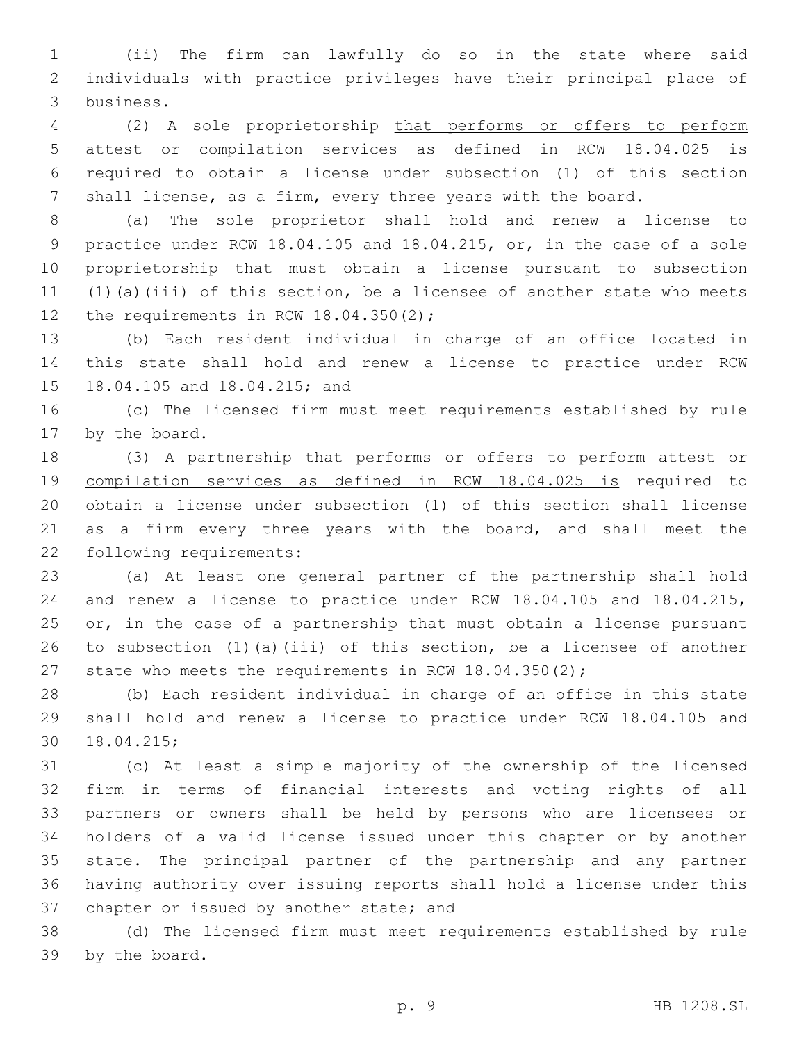(ii) The firm can lawfully do so in the state where said individuals with practice privileges have their principal place of business.

(2) A sole proprietorship that performs or offers to perform attest or compilation services as defined in RCW 18.04.025 is required to obtain a license under subsection (1) of this section shall license, as a firm, every three years with the board.

(a) The sole proprietor shall hold and renew a license to practice under RCW 18.04.105 and 18.04.215, or, in the case of a sole proprietorship that must obtain a license pursuant to subsection (1)(a)(iii) of this section, be a licensee of another state who meets the requirements in RCW 18.04.350(2);

(b) Each resident individual in charge of an office located in this state shall hold and renew a license to practice under RCW 18.04.105 and 18.04.215; and

(c) The licensed firm must meet requirements established by rule by the board.

(3) A partnership that performs or offers to perform attest or compilation services as defined in RCW 18.04.025 is required to obtain a license under subsection (1) of this section shall license as a firm every three years with the board, and shall meet the following requirements:

(a) At least one general partner of the partnership shall hold and renew a license to practice under RCW 18.04.105 and 18.04.215, or, in the case of a partnership that must obtain a license pursuant to subsection (1)(a)(iii) of this section, be a licensee of another state who meets the requirements in RCW 18.04.350(2);

(b) Each resident individual in charge of an office in this state shall hold and renew a license to practice under RCW 18.04.105 and 18.04.215;

(c) At least a simple majority of the ownership of the licensed firm in terms of financial interests and voting rights of all partners or owners shall be held by persons who are licensees or holders of a valid license issued under this chapter or by another state. The principal partner of the partnership and any partner having authority over issuing reports shall hold a license under this chapter or issued by another state; and

(d) The licensed firm must meet requirements established by rule by the board.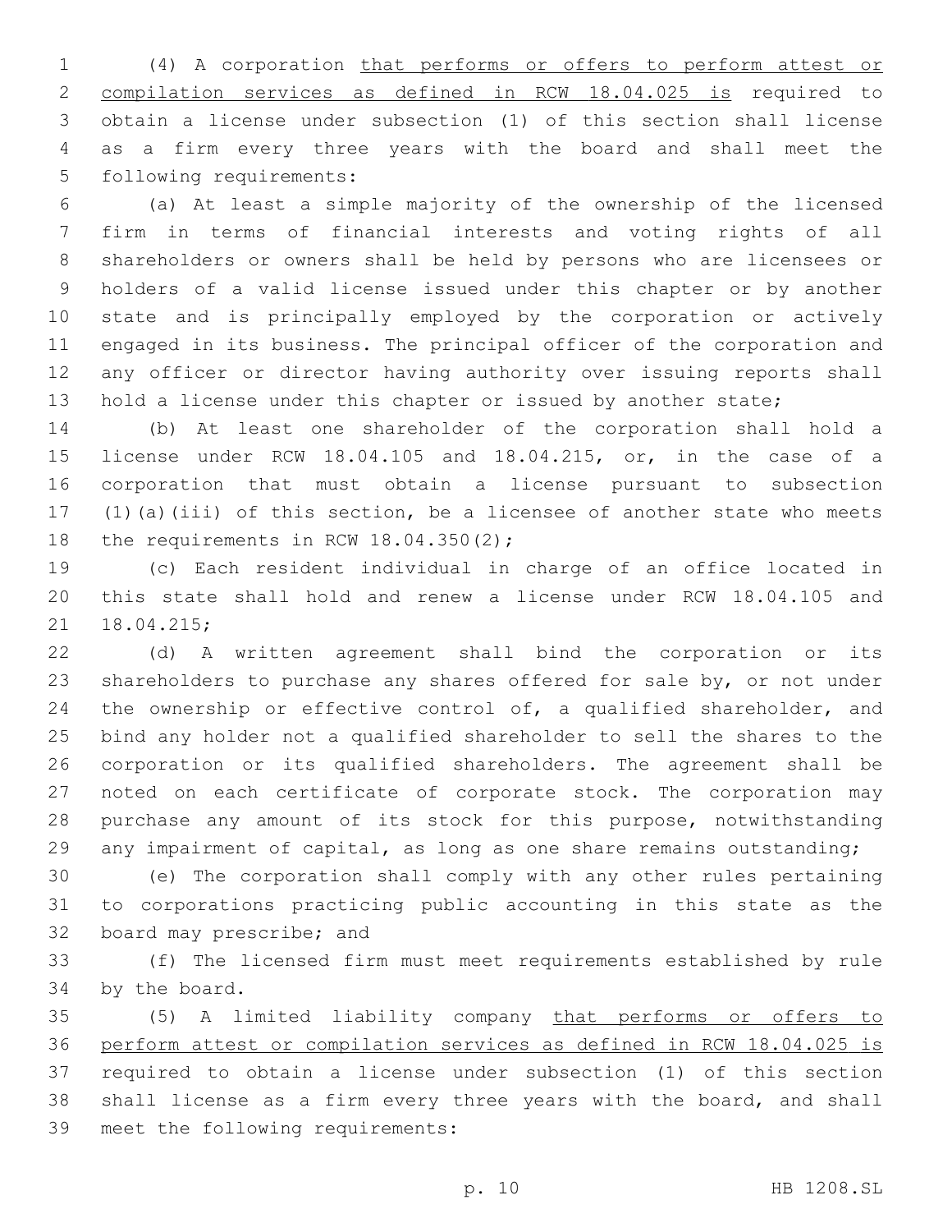(4) A corporation that performs or offers to perform attest or compilation services as defined in RCW 18.04.025 is required to obtain a license under subsection (1) of this section shall license as a firm every three years with the board and shall meet the following requirements:

(a) At least a simple majority of the ownership of the licensed firm in terms of financial interests and voting rights of all shareholders or owners shall be held by persons who are licensees or holders of a valid license issued under this chapter or by another state and is principally employed by the corporation or actively engaged in its business. The principal officer of the corporation and any officer or director having authority over issuing reports shall hold a license under this chapter or issued by another state;

(b) At least one shareholder of the corporation shall hold a license under RCW 18.04.105 and 18.04.215, or, in the case of a corporation that must obtain a license pursuant to subsection (1)(a)(iii) of this section, be a licensee of another state who meets the requirements in RCW 18.04.350(2);

(c) Each resident individual in charge of an office located in this state shall hold and renew a license under RCW 18.04.105 and 18.04.215;

(d) A written agreement shall bind the corporation or its shareholders to purchase any shares offered for sale by, or not under the ownership or effective control of, a qualified shareholder, and bind any holder not a qualified shareholder to sell the shares to the corporation or its qualified shareholders. The agreement shall be noted on each certificate of corporate stock. The corporation may purchase any amount of its stock for this purpose, notwithstanding any impairment of capital, as long as one share remains outstanding;

(e) The corporation shall comply with any other rules pertaining to corporations practicing public accounting in this state as the board may prescribe; and

(f) The licensed firm must meet requirements established by rule by the board.

(5) A limited liability company that performs or offers to perform attest or compilation services as defined in RCW 18.04.025 is required to obtain a license under subsection (1) of this section shall license as a firm every three years with the board, and shall meet the following requirements: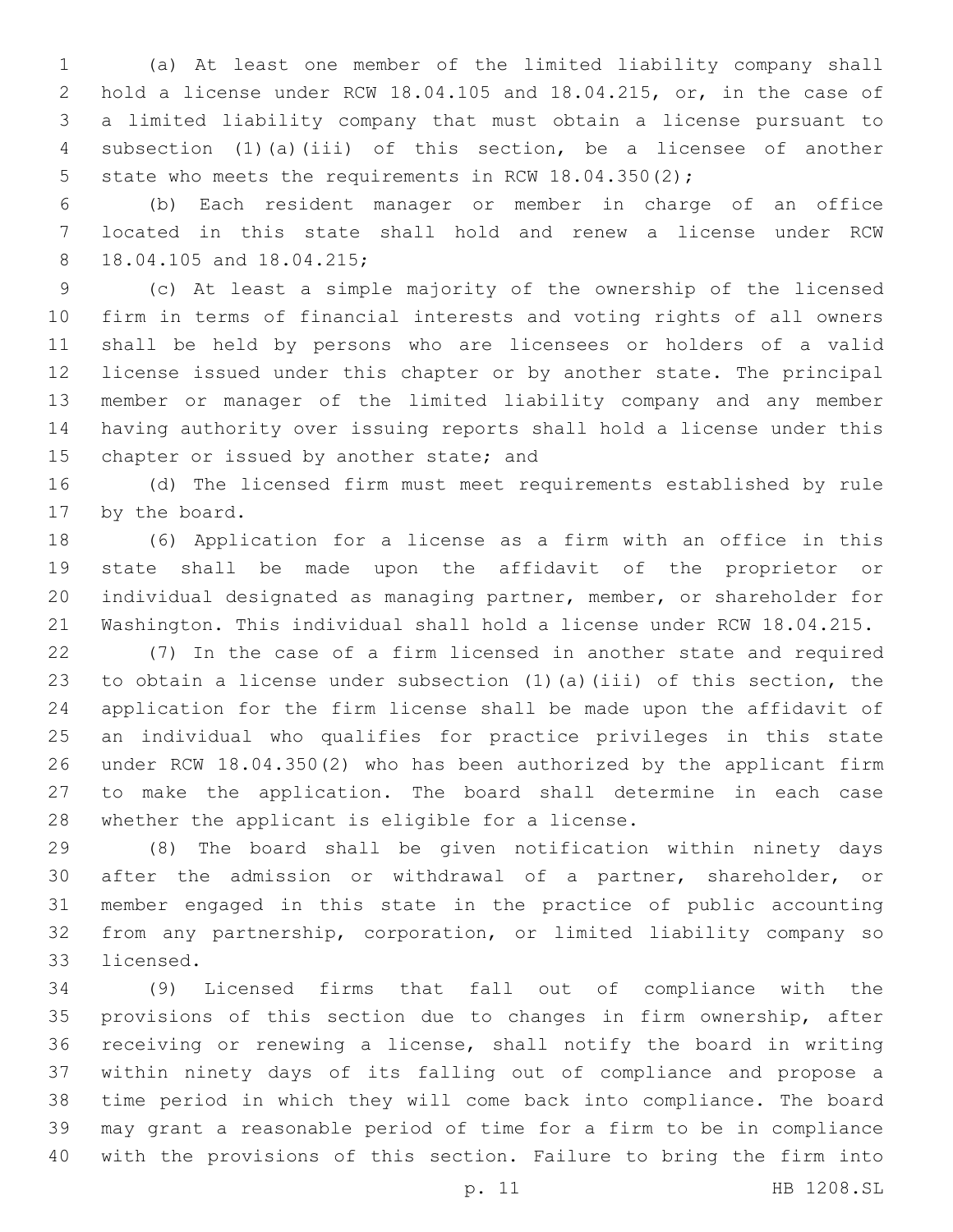(a) At least one member of the limited liability company shall hold a license under RCW 18.04.105 and 18.04.215, or, in the case of a limited liability company that must obtain a license pursuant to subsection (1)(a)(iii) of this section, be a licensee of another state who meets the requirements in RCW 18.04.350(2);

(b) Each resident manager or member in charge of an office located in this state shall hold and renew a license under RCW 18.04.105 and 18.04.215;

(c) At least a simple majority of the ownership of the licensed firm in terms of financial interests and voting rights of all owners shall be held by persons who are licensees or holders of a valid license issued under this chapter or by another state. The principal member or manager of the limited liability company and any member having authority over issuing reports shall hold a license under this chapter or issued by another state; and

(d) The licensed firm must meet requirements established by rule by the board.

(6) Application for a license as a firm with an office in this state shall be made upon the affidavit of the proprietor or individual designated as managing partner, member, or shareholder for Washington. This individual shall hold a license under RCW 18.04.215.

(7) In the case of a firm licensed in another state and required to obtain a license under subsection (1)(a)(iii) of this section, the application for the firm license shall be made upon the affidavit of an individual who qualifies for practice privileges in this state under RCW 18.04.350(2) who has been authorized by the applicant firm to make the application. The board shall determine in each case whether the applicant is eligible for a license.

(8) The board shall be given notification within ninety days after the admission or withdrawal of a partner, shareholder, or member engaged in this state in the practice of public accounting from any partnership, corporation, or limited liability company so licensed.

(9) Licensed firms that fall out of compliance with the provisions of this section due to changes in firm ownership, after receiving or renewing a license, shall notify the board in writing within ninety days of its falling out of compliance and propose a time period in which they will come back into compliance. The board may grant a reasonable period of time for a firm to be in compliance with the provisions of this section. Failure to bring the firm into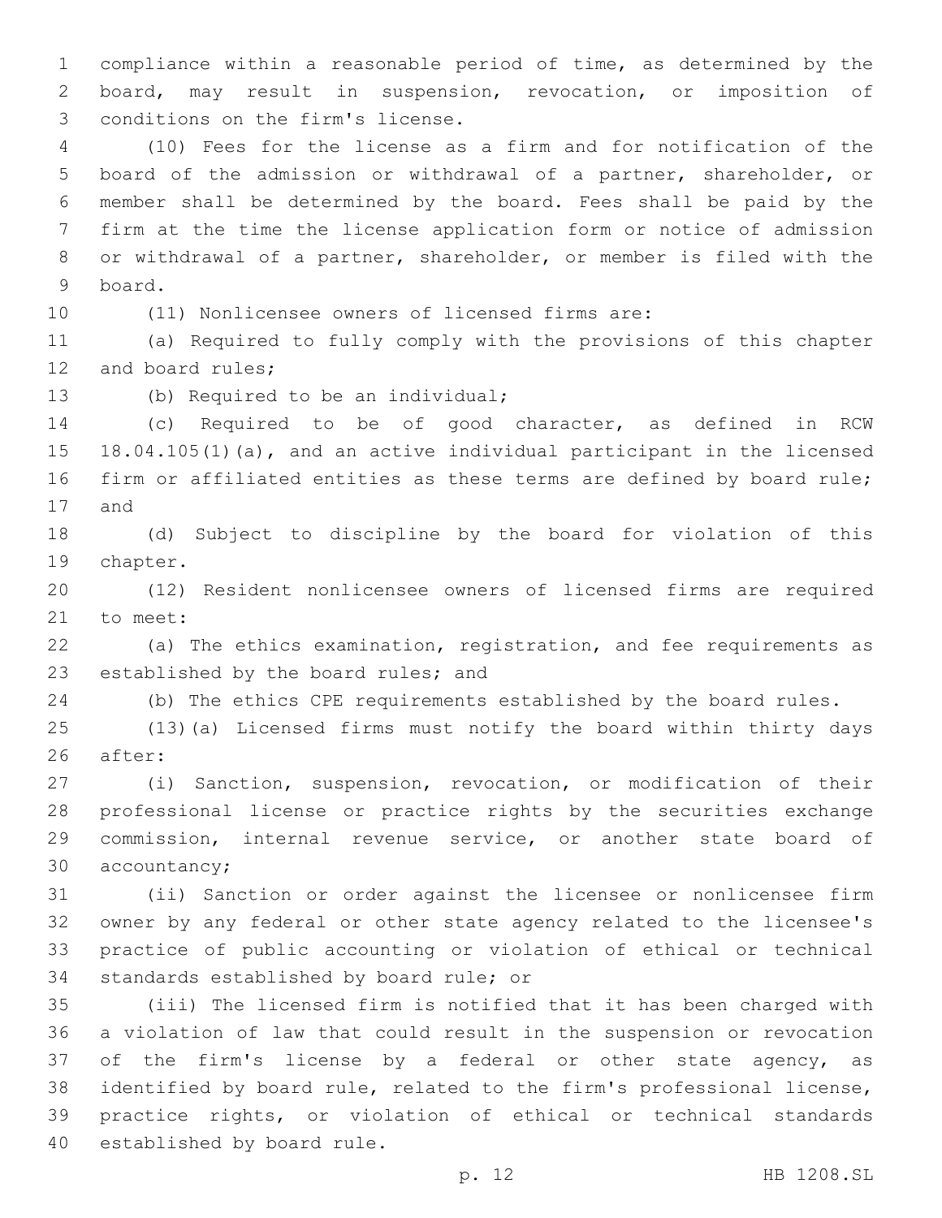compliance within a reasonable period of time, as determined by the board, may result in suspension, revocation, or imposition of conditions on the firm's license.

(10) Fees for the license as a firm and for notification of the board of the admission or withdrawal of a partner, shareholder, or member shall be determined by the board. Fees shall be paid by the firm at the time the license application form or notice of admission or withdrawal of a partner, shareholder, or member is filed with the board.

(11) Nonlicensee owners of licensed firms are:

(a) Required to fully comply with the provisions of this chapter and board rules;

(b) Required to be an individual;

(c) Required to be of good character, as defined in RCW 18.04.105(1)(a), and an active individual participant in the licensed firm or affiliated entities as these terms are defined by board rule; and

(d) Subject to discipline by the board for violation of this chapter.

(12) Resident nonlicensee owners of licensed firms are required to meet:

(a) The ethics examination, registration, and fee requirements as established by the board rules; and

(b) The ethics CPE requirements established by the board rules.

(13)(a) Licensed firms must notify the board within thirty days after:

(i) Sanction, suspension, revocation, or modification of their professional license or practice rights by the securities exchange commission, internal revenue service, or another state board of accountancy;

(ii) Sanction or order against the licensee or nonlicensee firm owner by any federal or other state agency related to the licensee's practice of public accounting or violation of ethical or technical standards established by board rule; or

(iii) The licensed firm is notified that it has been charged with a violation of law that could result in the suspension or revocation of the firm's license by a federal or other state agency, as identified by board rule, related to the firm's professional license, practice rights, or violation of ethical or technical standards established by board rule.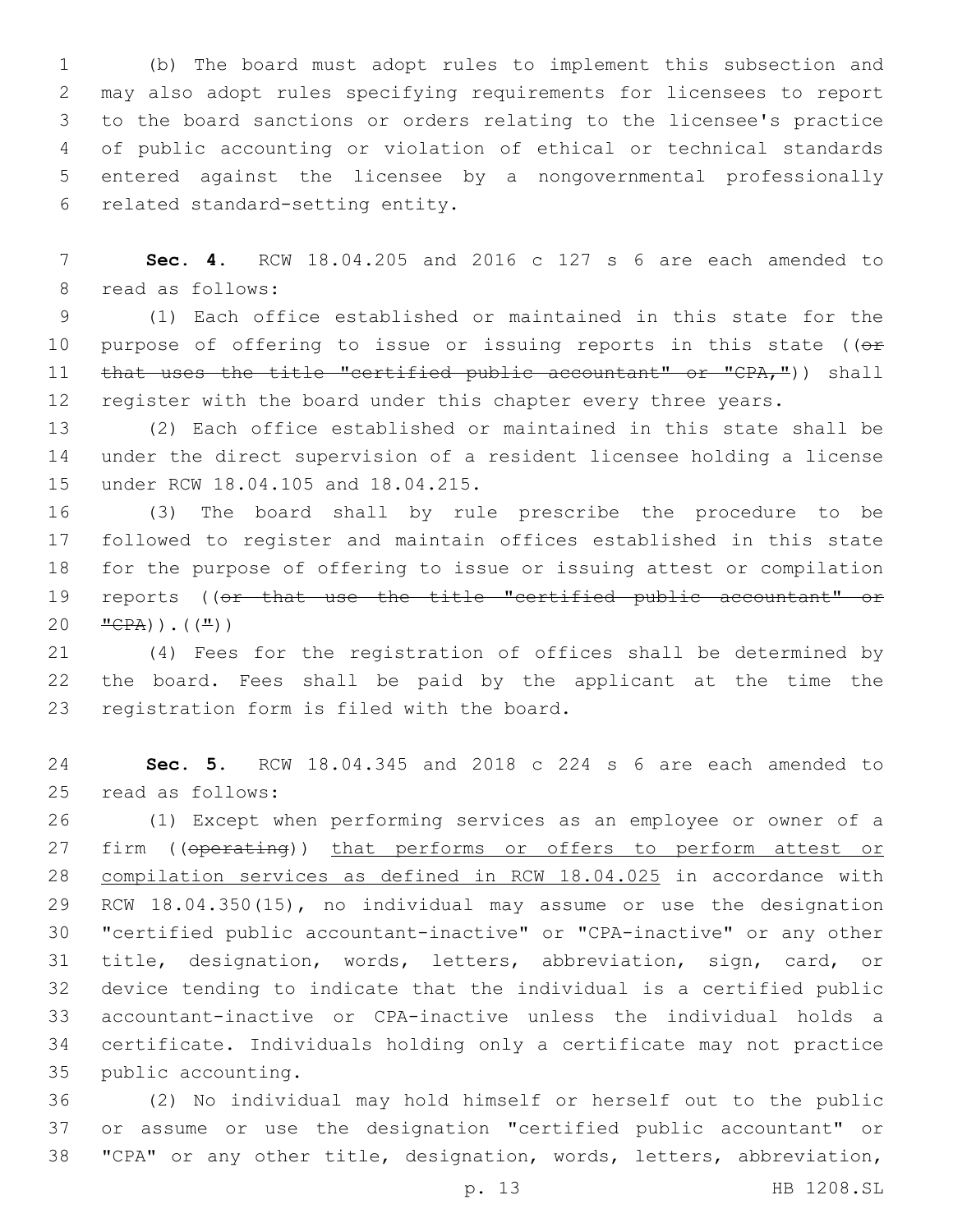(b) The board must adopt rules to implement this subsection and may also adopt rules specifying requirements for licensees to report to the board sanctions or orders relating to the licensee's practice of public accounting or violation of ethical or technical standards entered against the licensee by a nongovernmental professionally related standard-setting entity.

**Sec. 4.** RCW 18.04.205 and 2016 c 127 s 6 are each amended to read as follows:

(1) Each office established or maintained in this state for the purpose of offering to issue or issuing reports in this state ((~~or that uses the title "certified public accountant" or "CPA,"~~)) shall register with the board under this chapter every three years.

(2) Each office established or maintained in this state shall be under the direct supervision of a resident licensee holding a license under RCW 18.04.105 and 18.04.215.

(3) The board shall by rule prescribe the procedure to be followed to register and maintain offices established in this state for the purpose of offering to issue or issuing attest or compilation reports ((~~or that use the title "certified public accountant" or "CPA~~)).((~~"~~))

(4) Fees for the registration of offices shall be determined by the board. Fees shall be paid by the applicant at the time the registration form is filed with the board.

**Sec. 5.** RCW 18.04.345 and 2018 c 224 s 6 are each amended to read as follows:

(1) Except when performing services as an employee or owner of a firm ((~~operating~~)) <u>that performs or offers to perform attest or compilation services as defined in RCW 18.04.025</u> in accordance with RCW 18.04.350(15), no individual may assume or use the designation "certified public accountant-inactive" or "CPA-inactive" or any other title, designation, words, letters, abbreviation, sign, card, or device tending to indicate that the individual is a certified public accountant-inactive or CPA-inactive unless the individual holds a certificate. Individuals holding only a certificate may not practice public accounting.

(2) No individual may hold himself or herself out to the public or assume or use the designation "certified public accountant" or "CPA" or any other title, designation, words, letters, abbreviation,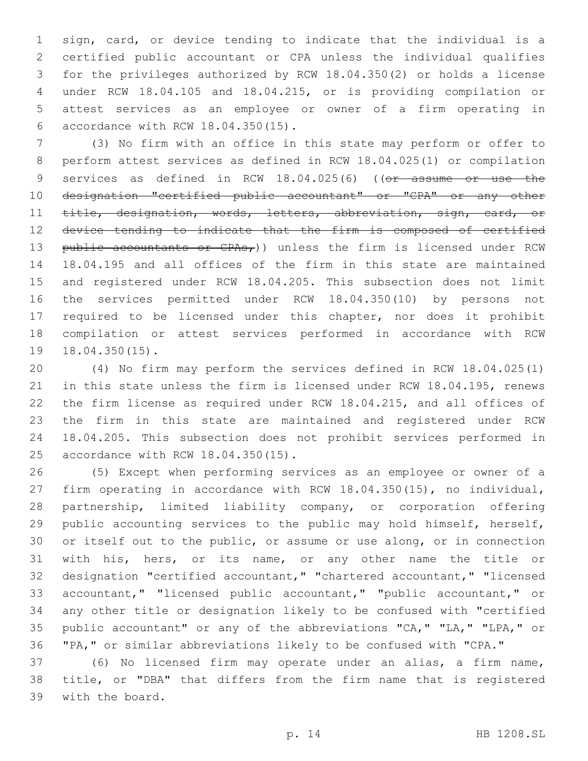sign, card, or device tending to indicate that the individual is a certified public accountant or CPA unless the individual qualifies for the privileges authorized by RCW 18.04.350(2) or holds a license under RCW 18.04.105 and 18.04.215, or is providing compilation or attest services as an employee or owner of a firm operating in accordance with RCW 18.04.350(15).

(3) No firm with an office in this state may perform or offer to perform attest services as defined in RCW 18.04.025(1) or compilation services as defined in RCW 18.04.025(6) ((~~or assume or use the designation "certified public accountant" or "CPA" or any other title, designation, words, letters, abbreviation, sign, card, or device tending to indicate that the firm is composed of certified public accountants or CPAs,~~)) unless the firm is licensed under RCW 18.04.195 and all offices of the firm in this state are maintained and registered under RCW 18.04.205. This subsection does not limit the services permitted under RCW 18.04.350(10) by persons not required to be licensed under this chapter, nor does it prohibit compilation or attest services performed in accordance with RCW 18.04.350(15).

(4) No firm may perform the services defined in RCW 18.04.025(1) in this state unless the firm is licensed under RCW 18.04.195, renews the firm license as required under RCW 18.04.215, and all offices of the firm in this state are maintained and registered under RCW 18.04.205. This subsection does not prohibit services performed in accordance with RCW 18.04.350(15).

(5) Except when performing services as an employee or owner of a firm operating in accordance with RCW 18.04.350(15), no individual, partnership, limited liability company, or corporation offering public accounting services to the public may hold himself, herself, or itself out to the public, or assume or use along, or in connection with his, hers, or its name, or any other name the title or designation "certified accountant," "chartered accountant," "licensed accountant," "licensed public accountant," "public accountant," or any other title or designation likely to be confused with "certified public accountant" or any of the abbreviations "CA," "LA," "LPA," or "PA," or similar abbreviations likely to be confused with "CPA."

(6) No licensed firm may operate under an alias, a firm name, title, or "DBA" that differs from the firm name that is registered with the board.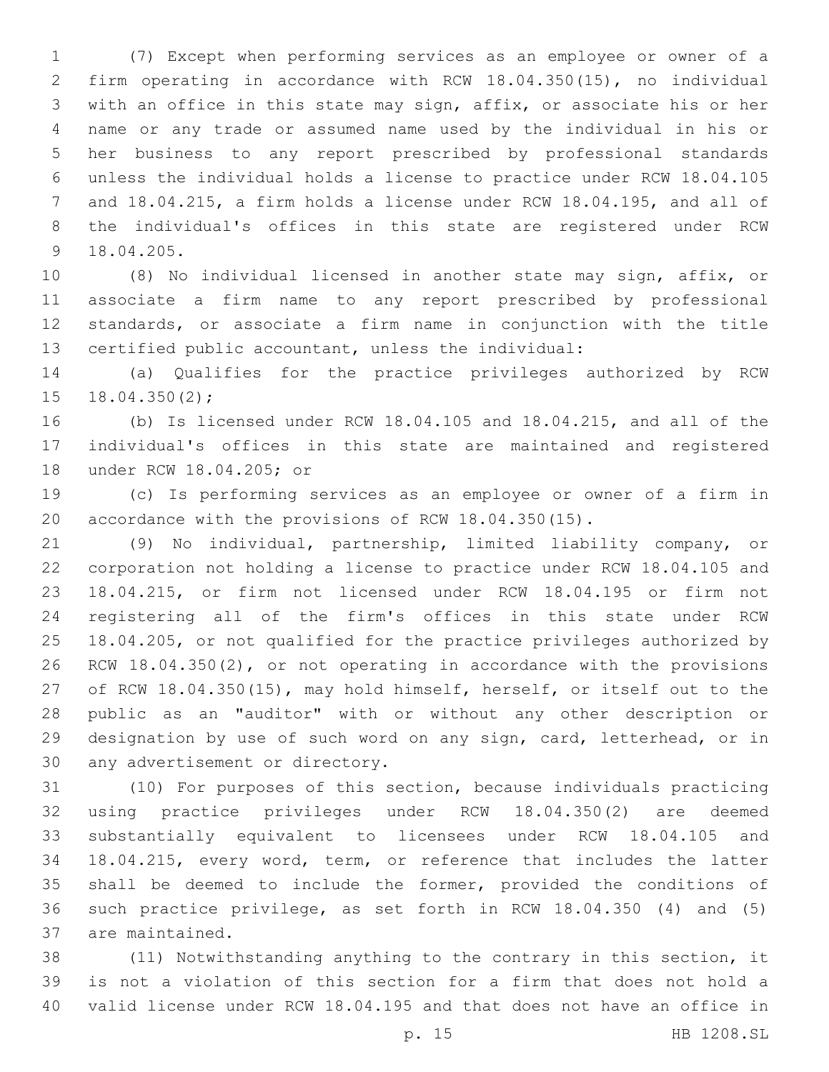(7) Except when performing services as an employee or owner of a firm operating in accordance with RCW 18.04.350(15), no individual with an office in this state may sign, affix, or associate his or her name or any trade or assumed name used by the individual in his or her business to any report prescribed by professional standards unless the individual holds a license to practice under RCW 18.04.105 and 18.04.215, a firm holds a license under RCW 18.04.195, and all of the individual's offices in this state are registered under RCW 18.04.205.

(8) No individual licensed in another state may sign, affix, or associate a firm name to any report prescribed by professional standards, or associate a firm name in conjunction with the title certified public accountant, unless the individual:

(a) Qualifies for the practice privileges authorized by RCW 18.04.350(2);

(b) Is licensed under RCW 18.04.105 and 18.04.215, and all of the individual's offices in this state are maintained and registered under RCW 18.04.205; or

(c) Is performing services as an employee or owner of a firm in accordance with the provisions of RCW 18.04.350(15).

(9) No individual, partnership, limited liability company, or corporation not holding a license to practice under RCW 18.04.105 and 18.04.215, or firm not licensed under RCW 18.04.195 or firm not registering all of the firm's offices in this state under RCW 18.04.205, or not qualified for the practice privileges authorized by RCW 18.04.350(2), or not operating in accordance with the provisions of RCW 18.04.350(15), may hold himself, herself, or itself out to the public as an "auditor" with or without any other description or designation by use of such word on any sign, card, letterhead, or in any advertisement or directory.

(10) For purposes of this section, because individuals practicing using practice privileges under RCW 18.04.350(2) are deemed substantially equivalent to licensees under RCW 18.04.105 and 18.04.215, every word, term, or reference that includes the latter shall be deemed to include the former, provided the conditions of such practice privilege, as set forth in RCW 18.04.350 (4) and (5) are maintained.

(11) Notwithstanding anything to the contrary in this section, it is not a violation of this section for a firm that does not hold a valid license under RCW 18.04.195 and that does not have an office in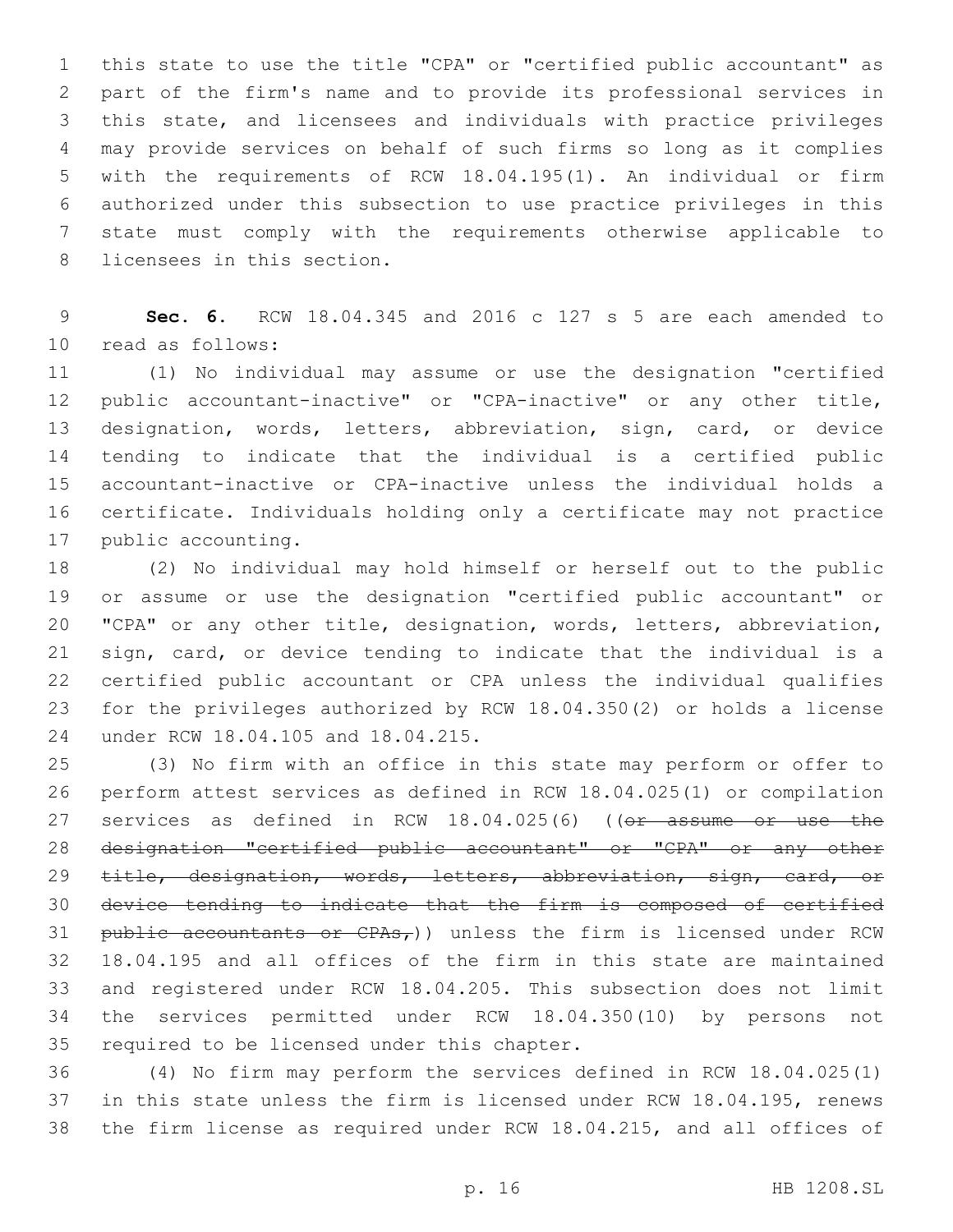this state to use the title "CPA" or "certified public accountant" as part of the firm's name and to provide its professional services in this state, and licensees and individuals with practice privileges may provide services on behalf of such firms so long as it complies with the requirements of RCW 18.04.195(1). An individual or firm authorized under this subsection to use practice privileges in this state must comply with the requirements otherwise applicable to licensees in this section.

**Sec. 6.** RCW 18.04.345 and 2016 c 127 s 5 are each amended to read as follows:

(1) No individual may assume or use the designation "certified public accountant-inactive" or "CPA-inactive" or any other title, designation, words, letters, abbreviation, sign, card, or device tending to indicate that the individual is a certified public accountant-inactive or CPA-inactive unless the individual holds a certificate. Individuals holding only a certificate may not practice public accounting.

(2) No individual may hold himself or herself out to the public or assume or use the designation "certified public accountant" or "CPA" or any other title, designation, words, letters, abbreviation, sign, card, or device tending to indicate that the individual is a certified public accountant or CPA unless the individual qualifies for the privileges authorized by RCW 18.04.350(2) or holds a license under RCW 18.04.105 and 18.04.215.

(3) No firm with an office in this state may perform or offer to perform attest services as defined in RCW 18.04.025(1) or compilation services as defined in RCW 18.04.025(6) ((~~or assume or use the designation "certified public accountant" or "CPA" or any other title, designation, words, letters, abbreviation, sign, card, or device tending to indicate that the firm is composed of certified public accountants or CPAs,~~)) unless the firm is licensed under RCW 18.04.195 and all offices of the firm in this state are maintained and registered under RCW 18.04.205. This subsection does not limit the services permitted under RCW 18.04.350(10) by persons not required to be licensed under this chapter.

(4) No firm may perform the services defined in RCW 18.04.025(1) in this state unless the firm is licensed under RCW 18.04.195, renews the firm license as required under RCW 18.04.215, and all offices of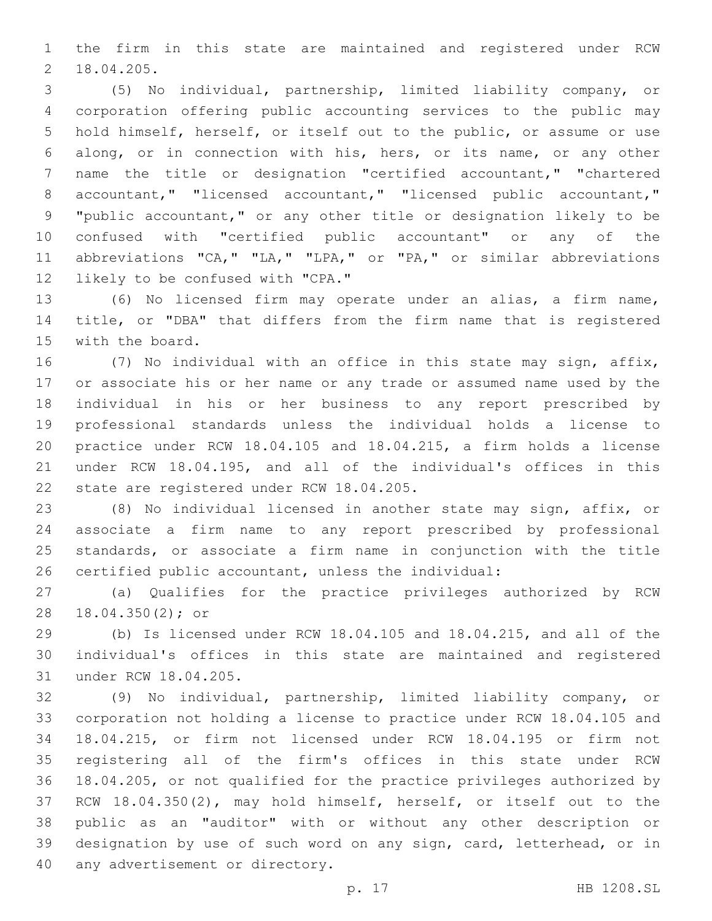the firm in this state are maintained and registered under RCW 18.04.205.

(5) No individual, partnership, limited liability company, or corporation offering public accounting services to the public may hold himself, herself, or itself out to the public, or assume or use along, or in connection with his, hers, or its name, or any other name the title or designation "certified accountant," "chartered accountant," "licensed accountant," "licensed public accountant," "public accountant," or any other title or designation likely to be confused with "certified public accountant" or any of the abbreviations "CA," "LA," "LPA," or "PA," or similar abbreviations likely to be confused with "CPA."

(6) No licensed firm may operate under an alias, a firm name, title, or "DBA" that differs from the firm name that is registered with the board.

(7) No individual with an office in this state may sign, affix, or associate his or her name or any trade or assumed name used by the individual in his or her business to any report prescribed by professional standards unless the individual holds a license to practice under RCW 18.04.105 and 18.04.215, a firm holds a license under RCW 18.04.195, and all of the individual's offices in this state are registered under RCW 18.04.205.

(8) No individual licensed in another state may sign, affix, or associate a firm name to any report prescribed by professional standards, or associate a firm name in conjunction with the title certified public accountant, unless the individual:

(a) Qualifies for the practice privileges authorized by RCW 18.04.350(2); or

(b) Is licensed under RCW 18.04.105 and 18.04.215, and all of the individual's offices in this state are maintained and registered under RCW 18.04.205.

(9) No individual, partnership, limited liability company, or corporation not holding a license to practice under RCW 18.04.105 and 18.04.215, or firm not licensed under RCW 18.04.195 or firm not registering all of the firm's offices in this state under RCW 18.04.205, or not qualified for the practice privileges authorized by RCW 18.04.350(2), may hold himself, herself, or itself out to the public as an "auditor" with or without any other description or designation by use of such word on any sign, card, letterhead, or in any advertisement or directory.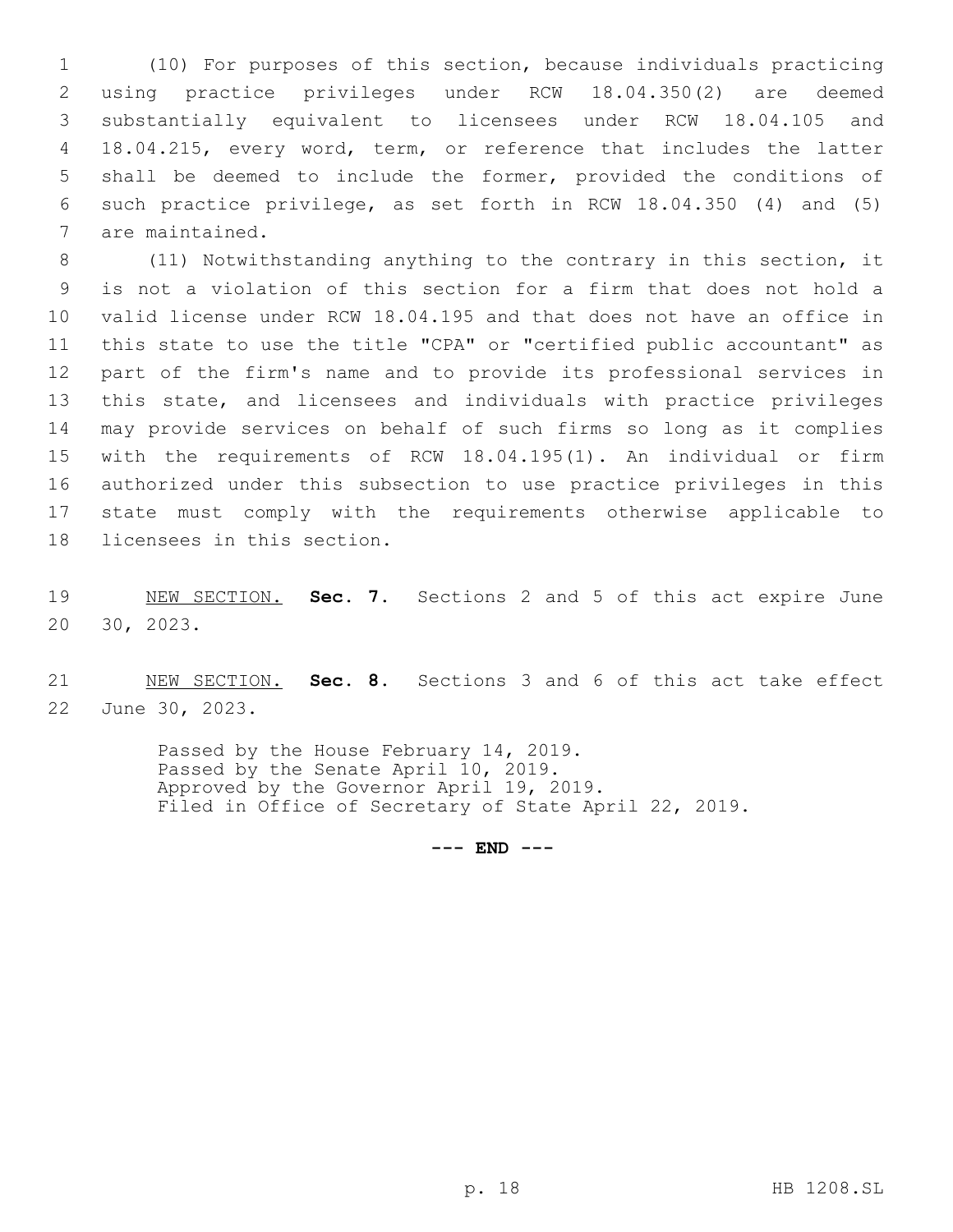(10) For purposes of this section, because individuals practicing using practice privileges under RCW 18.04.350(2) are deemed substantially equivalent to licensees under RCW 18.04.105 and 18.04.215, every word, term, or reference that includes the latter shall be deemed to include the former, provided the conditions of such practice privilege, as set forth in RCW 18.04.350 (4) and (5) are maintained.

(11) Notwithstanding anything to the contrary in this section, it is not a violation of this section for a firm that does not hold a valid license under RCW 18.04.195 and that does not have an office in this state to use the title "CPA" or "certified public accountant" as part of the firm's name and to provide its professional services in this state, and licensees and individuals with practice privileges may provide services on behalf of such firms so long as it complies with the requirements of RCW 18.04.195(1). An individual or firm authorized under this subsection to use practice privileges in this state must comply with the requirements otherwise applicable to licensees in this section.

NEW SECTION. **Sec. 7.** Sections 2 and 5 of this act expire June 30, 2023.

NEW SECTION. **Sec. 8.** Sections 3 and 6 of this act take effect June 30, 2023.

Passed by the House February 14, 2019.
Passed by the Senate April 10, 2019.
Approved by the Governor April 19, 2019.
Filed in Office of Secretary of State April 22, 2019.

**--- END ---**